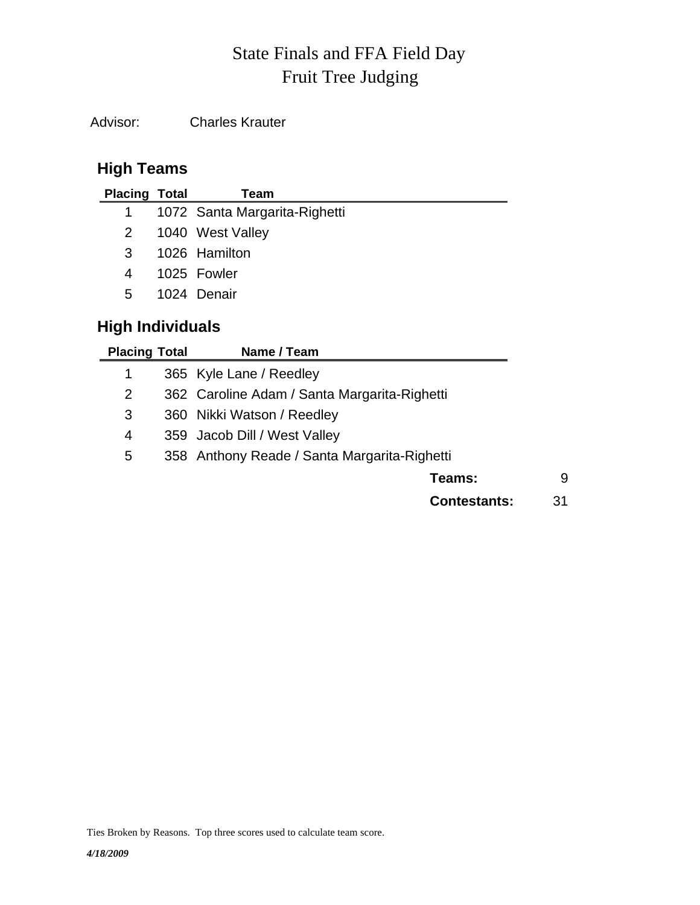# State Finals and FFA Field Day
# Fruit Tree Judging

Advisor: Charles Krauter

## High Teams

| Placing | Total | Team |
|---|---|---|
| 1 | 1072 | Santa Margarita-Righetti |
| 2 | 1040 | West Valley |
| 3 | 1026 | Hamilton |
| 4 | 1025 | Fowler |
| 5 | 1024 | Denair |

## High Individuals

| Placing | Total | Name / Team |
|---|---|---|
| 1 | 365 | Kyle Lane / Reedley |
| 2 | 362 | Caroline Adam / Santa Margarita-Righetti |
| 3 | 360 | Nikki Watson / Reedley |
| 4 | 359 | Jacob Dill / West Valley |
| 5 | 358 | Anthony Reade / Santa Margarita-Righetti |

**Teams:** 9

**Contestants:** 31

Ties Broken by Reasons. Top three scores used to calculate team score.

*4/18/2009*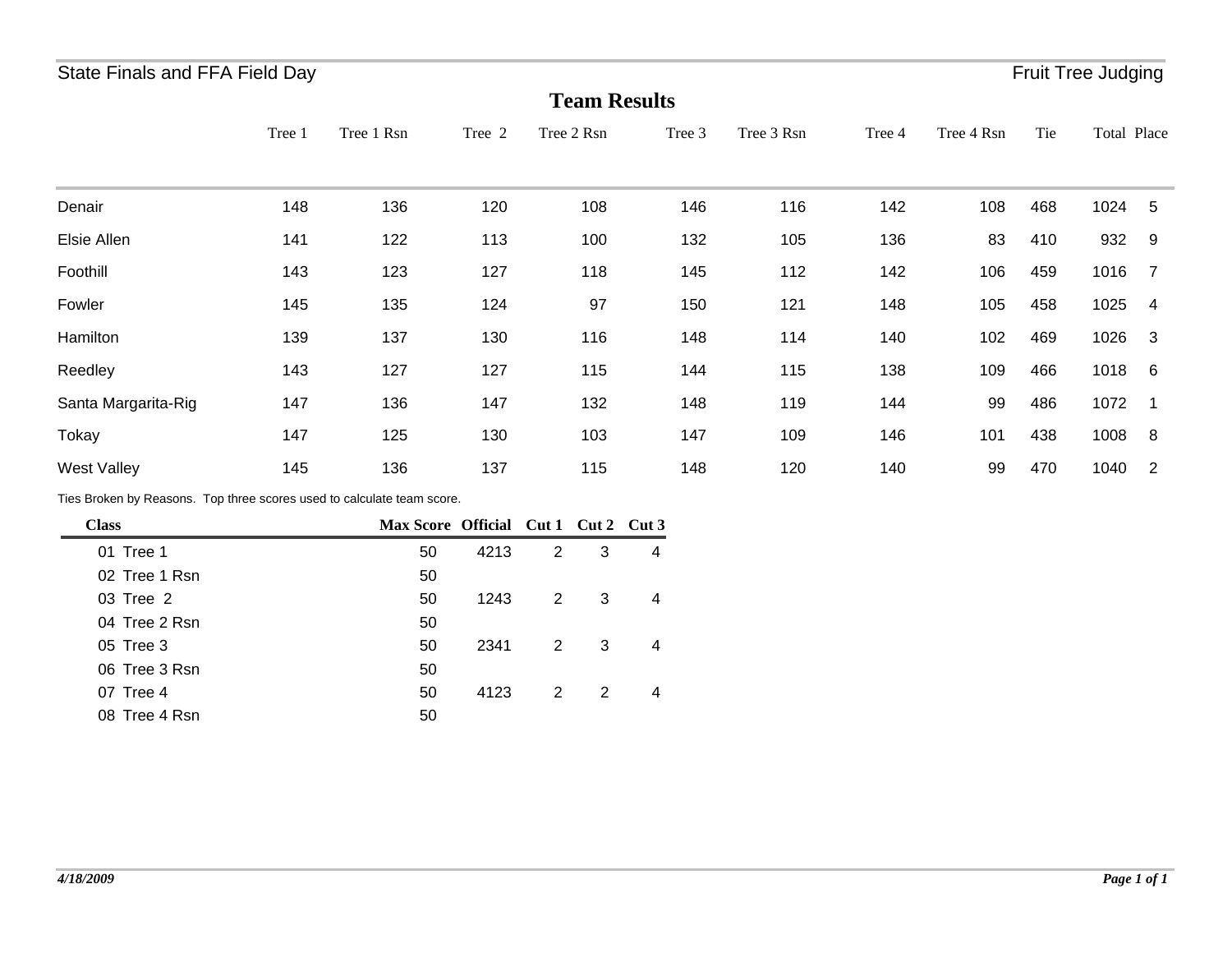State Finals and FFA Field Day — Fruit Tree Judging

## Team Results

| | Tree 1 | Tree 1 Rsn | Tree 2 | Tree 2 Rsn | Tree 3 | Tree 3 Rsn | Tree 4 | Tree 4 Rsn | Tie | Total | Place |
|---|---|---|---|---|---|---|---|---|---|---|---|
| Denair | 148 | 136 | 120 | 108 | 146 | 116 | 142 | 108 | 468 | 1024 | 5 |
| Elsie Allen | 141 | 122 | 113 | 100 | 132 | 105 | 136 | 83 | 410 | 932 | 9 |
| Foothill | 143 | 123 | 127 | 118 | 145 | 112 | 142 | 106 | 459 | 1016 | 7 |
| Fowler | 145 | 135 | 124 | 97 | 150 | 121 | 148 | 105 | 458 | 1025 | 4 |
| Hamilton | 139 | 137 | 130 | 116 | 148 | 114 | 140 | 102 | 469 | 1026 | 3 |
| Reedley | 143 | 127 | 127 | 115 | 144 | 115 | 138 | 109 | 466 | 1018 | 6 |
| Santa Margarita-Rig | 147 | 136 | 147 | 132 | 148 | 119 | 144 | 99 | 486 | 1072 | 1 |
| Tokay | 147 | 125 | 130 | 103 | 147 | 109 | 146 | 101 | 438 | 1008 | 8 |
| West Valley | 145 | 136 | 137 | 115 | 148 | 120 | 140 | 99 | 470 | 1040 | 2 |

Ties Broken by Reasons. Top three scores used to calculate team score.

| Class | Max Score | Official | Cut 1 | Cut 2 | Cut 3 |
|---|---|---|---|---|---|
| 01 Tree 1 | 50 | 4213 | 2 | 3 | 4 |
| 02 Tree 1 Rsn | 50 | | | | |
| 03 Tree 2 | 50 | 1243 | 2 | 3 | 4 |
| 04 Tree 2 Rsn | 50 | | | | |
| 05 Tree 3 | 50 | 2341 | 2 | 3 | 4 |
| 06 Tree 3 Rsn | 50 | | | | |
| 07 Tree 4 | 50 | 4123 | 2 | 2 | 4 |
| 08 Tree 4 Rsn | 50 | | | | |

*4/18/2009*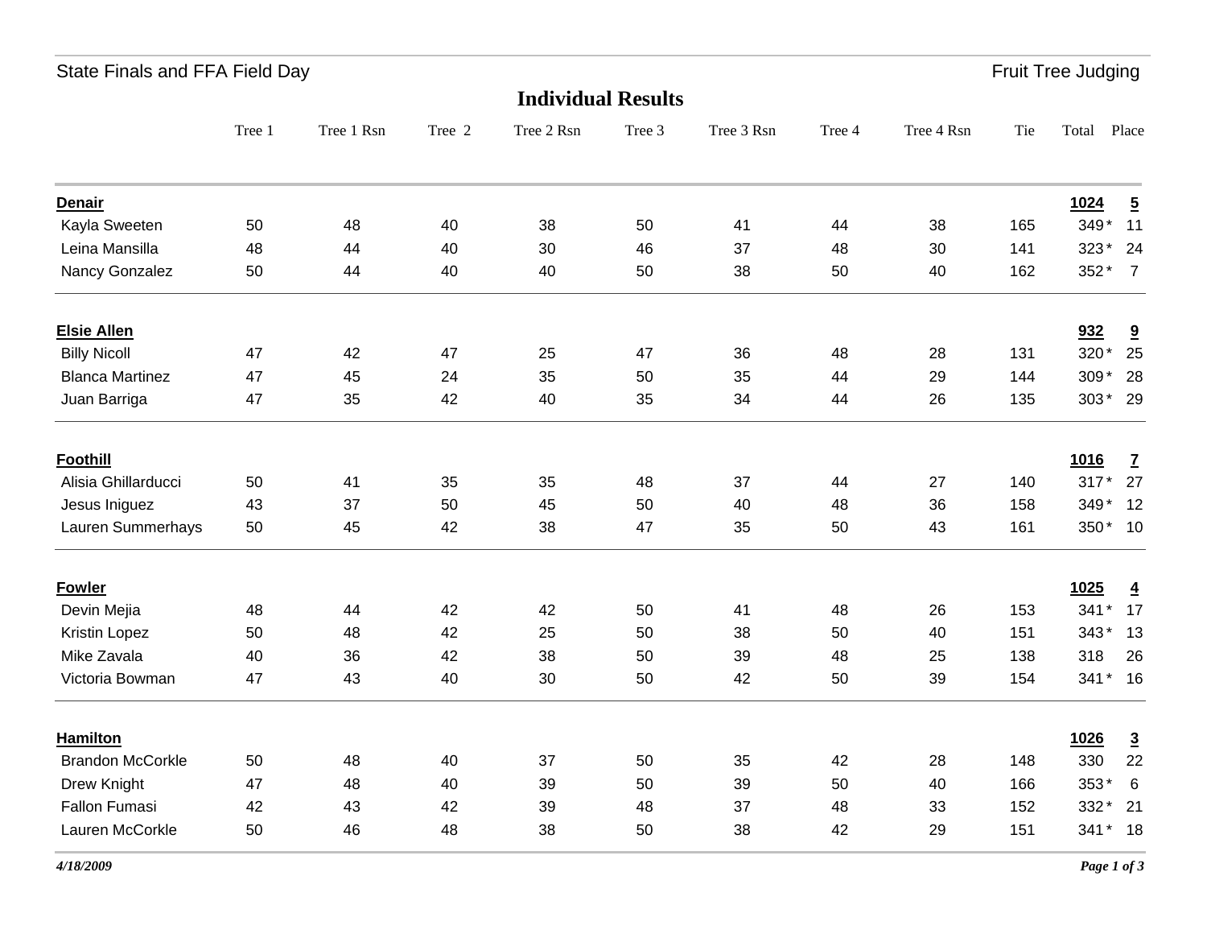State Finals and FFA Field Day — Fruit Tree Judging

## Individual Results

| | Tree 1 | Tree 1 Rsn | Tree 2 | Tree 2 Rsn | Tree 3 | Tree 3 Rsn | Tree 4 | Tree 4 Rsn | Tie | Total | Place |
|---|---|---|---|---|---|---|---|---|---|---|---|
| **Denair** | | | | | | | | | | **1024** | **5** |
| Kayla Sweeten | 50 | 48 | 40 | 38 | 50 | 41 | 44 | 38 | 165 | 349* | 11 |
| Leina Mansilla | 48 | 44 | 40 | 30 | 46 | 37 | 48 | 30 | 141 | 323* | 24 |
| Nancy Gonzalez | 50 | 44 | 40 | 40 | 50 | 38 | 50 | 40 | 162 | 352* | 7 |
| **Elsie Allen** | | | | | | | | | | **932** | **9** |
| Billy Nicoll | 47 | 42 | 47 | 25 | 47 | 36 | 48 | 28 | 131 | 320* | 25 |
| Blanca Martinez | 47 | 45 | 24 | 35 | 50 | 35 | 44 | 29 | 144 | 309* | 28 |
| Juan Barriga | 47 | 35 | 42 | 40 | 35 | 34 | 44 | 26 | 135 | 303* | 29 |
| **Foothill** | | | | | | | | | | **1016** | **7** |
| Alisia Ghillarducci | 50 | 41 | 35 | 35 | 48 | 37 | 44 | 27 | 140 | 317* | 27 |
| Jesus Iniguez | 43 | 37 | 50 | 45 | 50 | 40 | 48 | 36 | 158 | 349* | 12 |
| Lauren Summerhays | 50 | 45 | 42 | 38 | 47 | 35 | 50 | 43 | 161 | 350* | 10 |
| **Fowler** | | | | | | | | | | **1025** | **4** |
| Devin Mejia | 48 | 44 | 42 | 42 | 50 | 41 | 48 | 26 | 153 | 341* | 17 |
| Kristin Lopez | 50 | 48 | 42 | 25 | 50 | 38 | 50 | 40 | 151 | 343* | 13 |
| Mike Zavala | 40 | 36 | 42 | 38 | 50 | 39 | 48 | 25 | 138 | 318 | 26 |
| Victoria Bowman | 47 | 43 | 40 | 30 | 50 | 42 | 50 | 39 | 154 | 341* | 16 |
| **Hamilton** | | | | | | | | | | **1026** | **3** |
| Brandon McCorkle | 50 | 48 | 40 | 37 | 50 | 35 | 42 | 28 | 148 | 330 | 22 |
| Drew Knight | 47 | 48 | 40 | 39 | 50 | 39 | 50 | 40 | 166 | 353* | 6 |
| Fallon Fumasi | 42 | 43 | 42 | 39 | 48 | 37 | 48 | 33 | 152 | 332* | 21 |
| Lauren McCorkle | 50 | 46 | 48 | 38 | 50 | 38 | 42 | 29 | 151 | 341* | 18 |

*4/18/2009*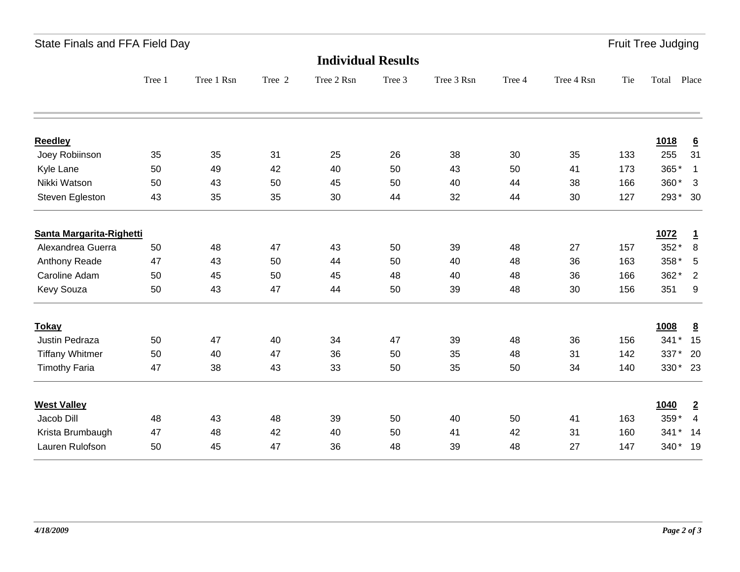State Finals and FFA Field Day — Fruit Tree Judging

## Individual Results

| | Tree 1 | Tree 1 Rsn | Tree 2 | Tree 2 Rsn | Tree 3 | Tree 3 Rsn | Tree 4 | Tree 4 Rsn | Tie | Total | Place |
|---|---|---|---|---|---|---|---|---|---|---|---|
| **Reedley** | | | | | | | | | | **1018** | **6** |
| Joey Robiinson | 35 | 35 | 31 | 25 | 26 | 38 | 30 | 35 | 133 | 255 | 31 |
| Kyle Lane | 50 | 49 | 42 | 40 | 50 | 43 | 50 | 41 | 173 | 365 * | 1 |
| Nikki Watson | 50 | 43 | 50 | 45 | 50 | 40 | 44 | 38 | 166 | 360 * | 3 |
| Steven Egleston | 43 | 35 | 35 | 30 | 44 | 32 | 44 | 30 | 127 | 293 * | 30 |
| **Santa Margarita-Righetti** | | | | | | | | | | **1072** | **1** |
| Alexandrea Guerra | 50 | 48 | 47 | 43 | 50 | 39 | 48 | 27 | 157 | 352 * | 8 |
| Anthony Reade | 47 | 43 | 50 | 44 | 50 | 40 | 48 | 36 | 163 | 358 * | 5 |
| Caroline Adam | 50 | 45 | 50 | 45 | 48 | 40 | 48 | 36 | 166 | 362 * | 2 |
| Kevy Souza | 50 | 43 | 47 | 44 | 50 | 39 | 48 | 30 | 156 | 351 | 9 |
| **Tokay** | | | | | | | | | | **1008** | **8** |
| Justin Pedraza | 50 | 47 | 40 | 34 | 47 | 39 | 48 | 36 | 156 | 341 * | 15 |
| Tiffany Whitmer | 50 | 40 | 47 | 36 | 50 | 35 | 48 | 31 | 142 | 337 * | 20 |
| Timothy Faria | 47 | 38 | 43 | 33 | 50 | 35 | 50 | 34 | 140 | 330 * | 23 |
| **West Valley** | | | | | | | | | | **1040** | **2** |
| Jacob Dill | 48 | 43 | 48 | 39 | 50 | 40 | 50 | 41 | 163 | 359 * | 4 |
| Krista Brumbaugh | 47 | 48 | 42 | 40 | 50 | 41 | 42 | 31 | 160 | 341 * | 14 |
| Lauren Rulofson | 50 | 45 | 47 | 36 | 48 | 39 | 48 | 27 | 147 | 340 * | 19 |

*4/18/2009*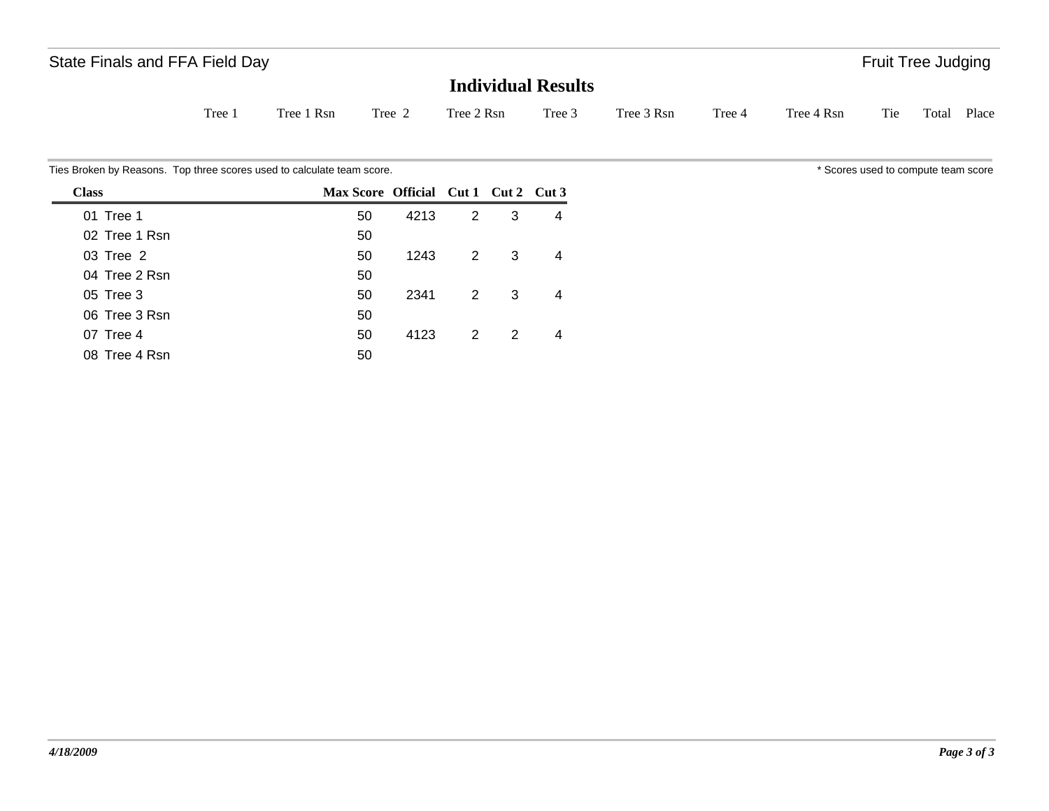State Finals and FFA Field Day Fruit Tree Judging

# Individual Results

| Tree 1 | Tree 1 Rsn | Tree 2 | Tree 2 Rsn | Tree 3 | Tree 3 Rsn | Tree 4 | Tree 4 Rsn | Tie | Total | Place |
|---|---|---|---|---|---|---|---|---|---|---|

Ties Broken by Reasons. Top three scores used to calculate team score.

\* Scores used to compute team score

| Class | Max Score | Official | Cut 1 | Cut 2 | Cut 3 |
|---|---|---|---|---|---|
| 01 Tree 1 | 50 | 4213 | 2 | 3 | 4 |
| 02 Tree 1 Rsn | 50 | | | | |
| 03 Tree 2 | 50 | 1243 | 2 | 3 | 4 |
| 04 Tree 2 Rsn | 50 | | | | |
| 05 Tree 3 | 50 | 2341 | 2 | 3 | 4 |
| 06 Tree 3 Rsn | 50 | | | | |
| 07 Tree 4 | 50 | 4123 | 2 | 2 | 4 |
| 08 Tree 4 Rsn | 50 | | | | |

*4/18/2009*